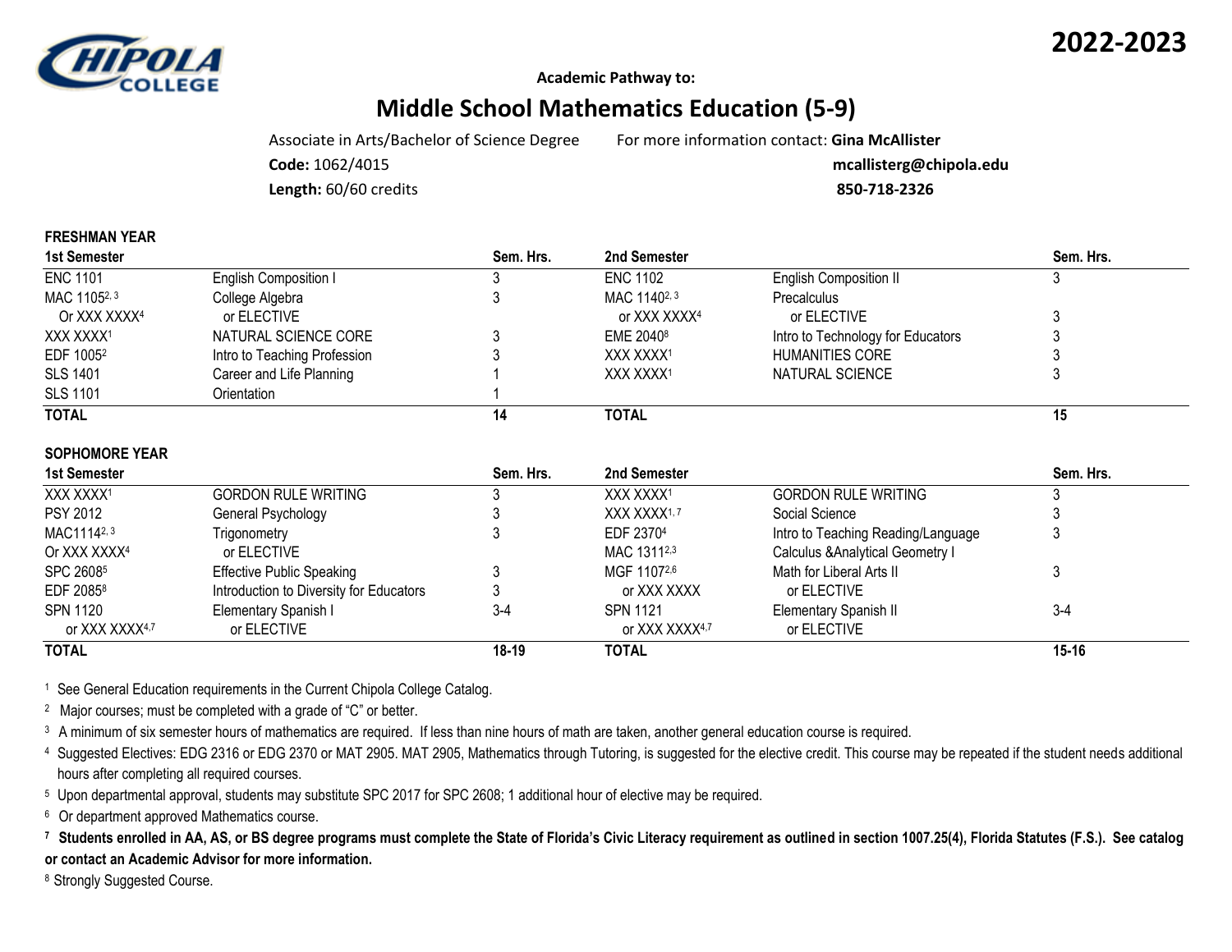**2022-2023**

**Academic Pathway to:**

# Middle School Mathematics Education (5-9)

Associate in Arts/Bachelor of Science Degree

**Code:** 1062/4015

**Length:** 60/60 credits

For more information contact: **Gina McAllister**

**mcallisterg@chipola.edu**

**850-718-2326**

**FRESHMAN YEAR**

| 1st Semester | | Sem. Hrs. | 2nd Semester | | Sem. Hrs. |
|---|---|---|---|---|---|
| ENC 1101 | English Composition I | 3 | ENC 1102 | English Composition II | 3 |
| MAC 1105[2, 3] Or XXX XXXX[4] | College Algebra or ELECTIVE | 3 | MAC 1140[2, 3] or XXX XXXX[4] | Precalculus or ELECTIVE | 3 |
| XXX XXXX[1] | NATURAL SCIENCE CORE | 3 | EME 2040[8] | Intro to Technology for Educators | 3 |
| EDF 1005[2] | Intro to Teaching Profession | 3 | XXX XXXX[1] | HUMANITIES CORE | 3 |
| SLS 1401 | Career and Life Planning | 1 | XXX XXXX[1] | NATURAL SCIENCE | 3 |
| SLS 1101 | Orientation | 1 | | | |
| **TOTAL** | | **14** | **TOTAL** | | **15** |

**SOPHOMORE YEAR**

| 1st Semester | | Sem. Hrs. | 2nd Semester | | Sem. Hrs. |
|---|---|---|---|---|---|
| XXX XXXX[1] | GORDON RULE WRITING | 3 | XXX XXXX[1] | GORDON RULE WRITING | 3 |
| PSY 2012 | General Psychology | 3 | XXX XXXX[1, 7] | Social Science | 3 |
| MAC1114[2, 3] Or XXX XXXX[4] | Trigonometry or ELECTIVE | 3 | EDF 2370[4] | Intro to Teaching Reading/Language | 3 |
| | | | MAC 1311[2,3] | Calculus &Analytical Geometry I | |
| SPC 2608[5] | Effective Public Speaking | 3 | MGF 1107[2,6] or XXX XXXX | Math for Liberal Arts II or ELECTIVE | 3 |
| EDF 2085[8] | Introduction to Diversity for Educators | 3 | | | |
| SPN 1120 or XXX XXXX[4,7] | Elementary Spanish I or ELECTIVE | 3-4 | SPN 1121 or XXX XXXX[4,7] | Elementary Spanish II or ELECTIVE | 3-4 |
| **TOTAL** | | **18-19** | **TOTAL** | | **15-16** |

[1] See General Education requirements in the Current Chipola College Catalog.

[2] Major courses; must be completed with a grade of "C" or better.

[3] A minimum of six semester hours of mathematics are required. If less than nine hours of math are taken, another general education course is required.

[4] Suggested Electives: EDG 2316 or EDG 2370 or MAT 2905. MAT 2905, Mathematics through Tutoring, is suggested for the elective credit. This course may be repeated if the student needs additional hours after completing all required courses.

[5] Upon departmental approval, students may substitute SPC 2017 for SPC 2608; 1 additional hour of elective may be required.

[6] Or department approved Mathematics course.

**[7] Students enrolled in AA, AS, or BS degree programs must complete the State of Florida's Civic Literacy requirement as outlined in section 1007.25(4), Florida Statutes (F.S.). See catalog or contact an Academic Advisor for more information.**

[8] Strongly Suggested Course.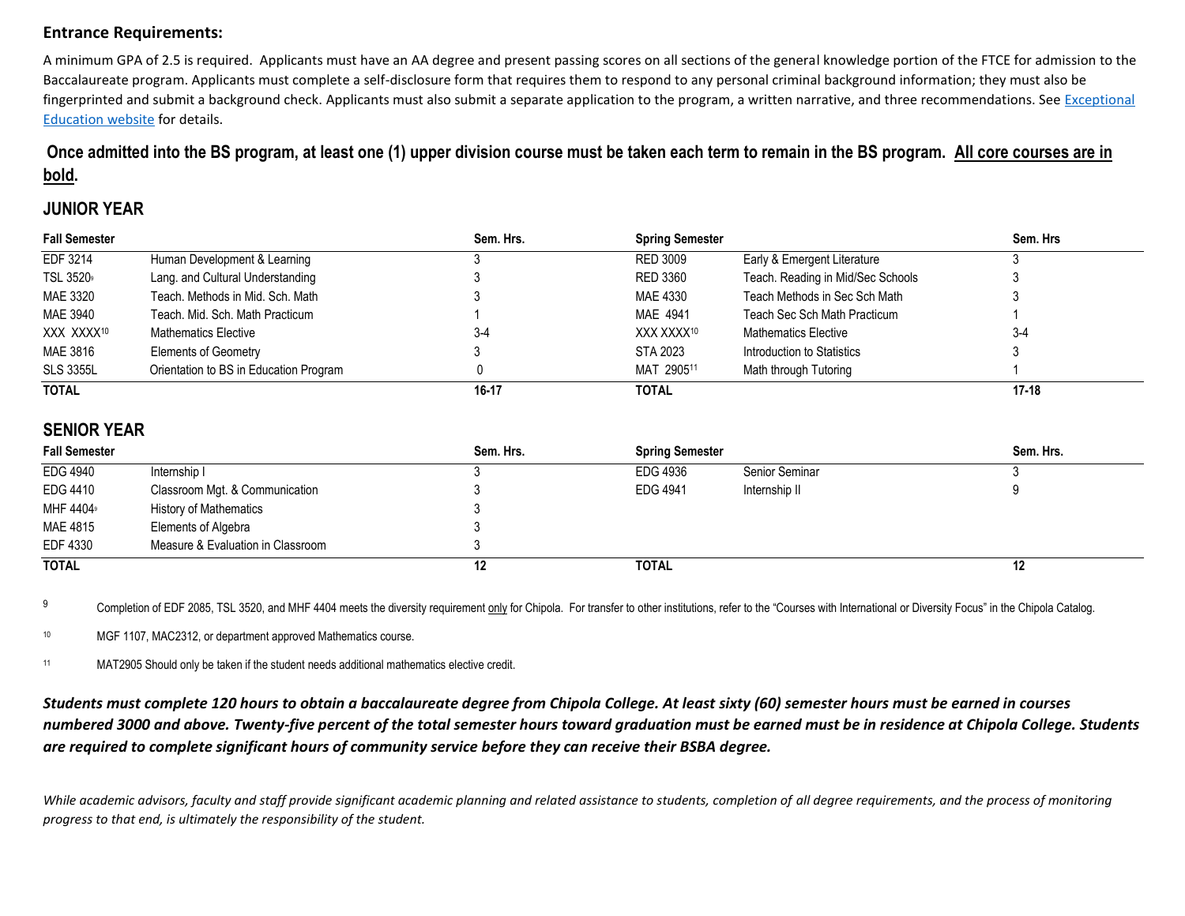## Entrance Requirements:

A minimum GPA of 2.5 is required. Applicants must have an AA degree and present passing scores on all sections of the general knowledge portion of the FTCE for admission to the Baccalaureate program. Applicants must complete a self-disclosure form that requires them to respond to any personal criminal background information; they must also be fingerprinted and submit a background check. Applicants must also submit a separate application to the program, a written narrative, and three recommendations. See Exceptional Education website for details.

**Once admitted into the BS program, at least one (1) upper division course must be taken each term to remain in the BS program. All core courses are in bold.**

## JUNIOR YEAR

| Fall Semester | | Sem. Hrs. | Spring Semester | | Sem. Hrs |
|---|---|---|---|---|---|
| EDF 3214 | Human Development & Learning | 3 | RED 3009 | Early & Emergent Literature | 3 |
| TSL 3520[9] | Lang. and Cultural Understanding | 3 | RED 3360 | Teach. Reading in Mid/Sec Schools | 3 |
| MAE 3320 | Teach. Methods in Mid. Sch. Math | 3 | MAE 4330 | Teach Methods in Sec Sch Math | 3 |
| MAE 3940 | Teach. Mid. Sch. Math Practicum | 1 | MAE 4941 | Teach Sec Sch Math Practicum | 1 |
| XXX XXXX[10] | Mathematics Elective | 3-4 | XXX XXXX[10] | Mathematics Elective | 3-4 |
| MAE 3816 | Elements of Geometry | 3 | STA 2023 | Introduction to Statistics | 3 |
| SLS 3355L | Orientation to BS in Education Program | 0 | MAT 2905[11] | Math through Tutoring | 1 |
| **TOTAL** | | **16-17** | **TOTAL** | | **17-18** |

## SENIOR YEAR

| Fall Semester | | Sem. Hrs. | Spring Semester | | Sem. Hrs. |
|---|---|---|---|---|---|
| EDG 4940 | Internship I | 3 | EDG 4936 | Senior Seminar | 3 |
| EDG 4410 | Classroom Mgt. & Communication | 3 | EDG 4941 | Internship II | 9 |
| MHF 4404[9] | History of Mathematics | 3 | | | |
| MAE 4815 | Elements of Algebra | 3 | | | |
| EDF 4330 | Measure & Evaluation in Classroom | 3 | | | |
| **TOTAL** | | **12** | **TOTAL** | | **12** |

[9] Completion of EDF 2085, TSL 3520, and MHF 4404 meets the diversity requirement only for Chipola. For transfer to other institutions, refer to the "Courses with International or Diversity Focus" in the Chipola Catalog.

[10] MGF 1107, MAC2312, or department approved Mathematics course.

[11] MAT2905 Should only be taken if the student needs additional mathematics elective credit.

***Students must complete 120 hours to obtain a baccalaureate degree from Chipola College. At least sixty (60) semester hours must be earned in courses numbered 3000 and above. Twenty-five percent of the total semester hours toward graduation must be earned must be in residence at Chipola College. Students are required to complete significant hours of community service before they can receive their BSBA degree.***

*While academic advisors, faculty and staff provide significant academic planning and related assistance to students, completion of all degree requirements, and the process of monitoring progress to that end, is ultimately the responsibility of the student.*